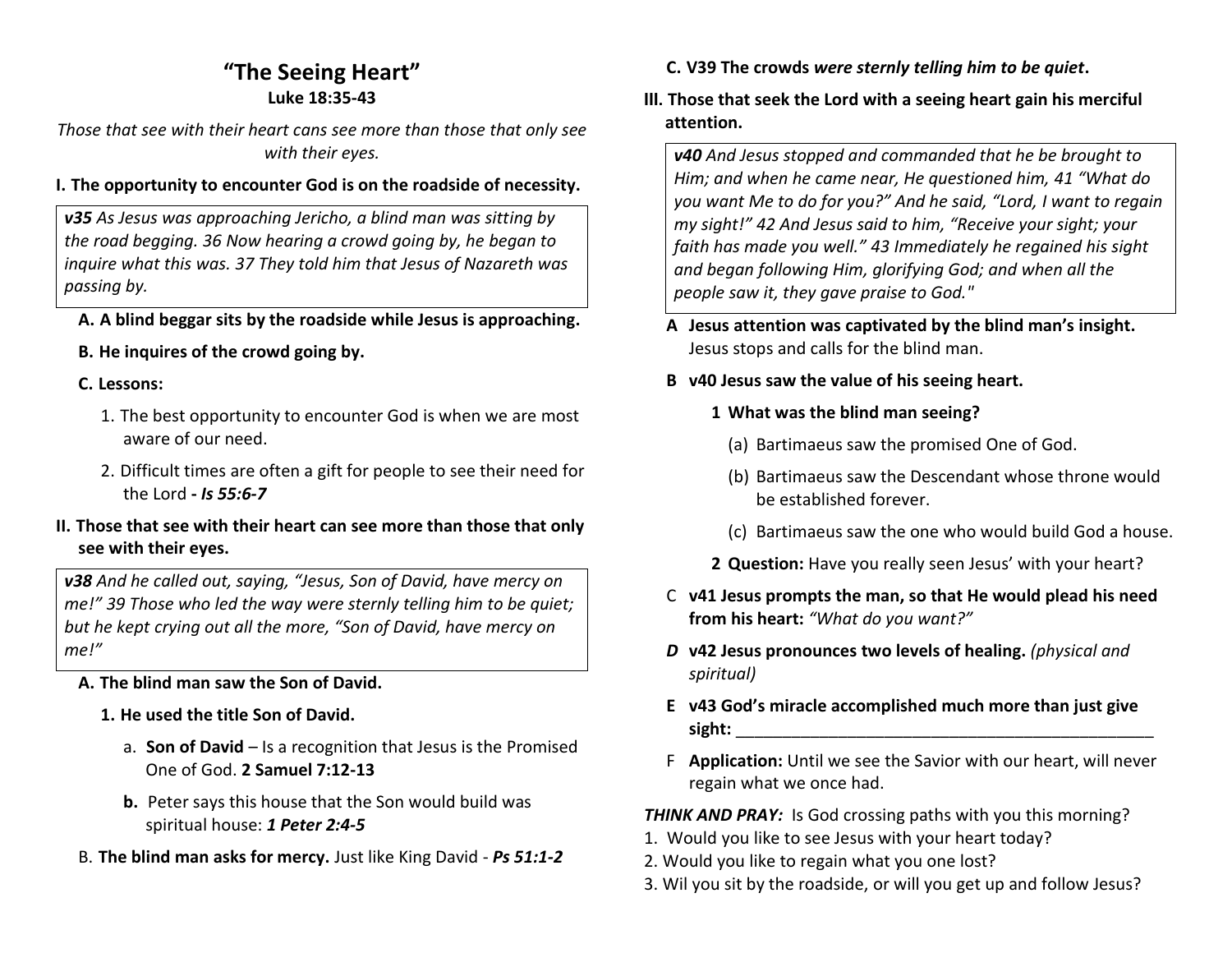# "The Seeing Heart"

**Luke 18:35-43**

*Those that see with their heart cans see more than those that only see with their eyes.*

**I. The opportunity to encounter God is on the roadside of necessity.**

> ***v35*** *As Jesus was approaching Jericho, a blind man was sitting by the road begging. 36 Now hearing a crowd going by, he began to inquire what this was. 37 They told him that Jesus of Nazareth was passing by.*

**A. A blind beggar sits by the roadside while Jesus is approaching.**

**B. He inquires of the crowd going by.**

**C. Lessons:**

1. The best opportunity to encounter God is when we are most aware of our need.
2. Difficult times are often a gift for people to see their need for the Lord **- *Is 55:6-7***

**II. Those that see with their heart can see more than those that only see with their eyes.**

> ***v38*** *And he called out, saying, "Jesus, Son of David, have mercy on me!" 39 Those who led the way were sternly telling him to be quiet; but he kept crying out all the more, "Son of David, have mercy on me!"*

**A. The blind man saw the Son of David.**

**1. He used the title Son of David.**

a. **Son of David** – Is a recognition that Jesus is the Promised One of God. **2 Samuel 7:12-13**

**b.** Peter says this house that the Son would build was spiritual house: ***1 Peter 2:4-5***

B. **The blind man asks for mercy.** Just like King David - ***Ps 51:1-2***

**C. V39 The crowds *were sternly telling him to be quiet*.**

**III. Those that seek the Lord with a seeing heart gain his merciful attention.**

> ***v40*** *And Jesus stopped and commanded that he be brought to Him; and when he came near, He questioned him, 41 "What do you want Me to do for you?" And he said, "Lord, I want to regain my sight!" 42 And Jesus said to him, "Receive your sight; your faith has made you well." 43 Immediately he regained his sight and began following Him, glorifying God; and when all the people saw it, they gave praise to God."*

A **Jesus attention was captivated by the blind man's insight.** Jesus stops and calls for the blind man.

B **v40 Jesus saw the value of his seeing heart.**

**1 What was the blind man seeing?**

(a) Bartimaeus saw the promised One of God.

(b) Bartimaeus saw the Descendant whose throne would be established forever.

(c) Bartimaeus saw the one who would build God a house.

**2 Question:** Have you really seen Jesus' with your heart?

C **v41 Jesus prompts the man, so that He would plead his need from his heart:** *"What do you want?"*

***D*** **v42 Jesus pronounces two levels of healing.** *(physical and spiritual)*

E **v43 God's miracle accomplished much more than just give sight:** _______________________________________________

F **Application:** Until we see the Savior with our heart, will never regain what we once had.

***THINK AND PRAY:*** Is God crossing paths with you this morning?

1. Would you like to see Jesus with your heart today?
2. Would you like to regain what you one lost?
3. Wil you sit by the roadside, or will you get up and follow Jesus?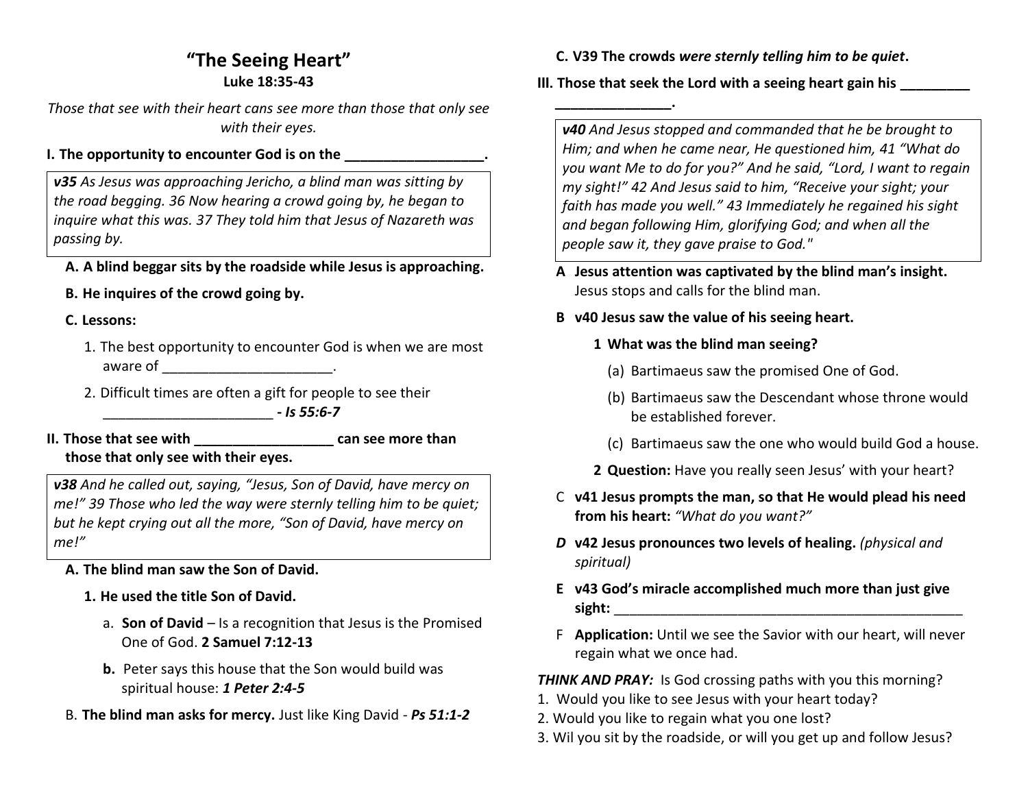# "The Seeing Heart"

**Luke 18:35-43**

*Those that see with their heart cans see more than those that only see with their eyes.*

**I. The opportunity to encounter God is on the __________________.**

> ***v35*** *As Jesus was approaching Jericho, a blind man was sitting by the road begging. 36 Now hearing a crowd going by, he began to inquire what this was. 37 They told him that Jesus of Nazareth was passing by.*

**A. A blind beggar sits by the roadside while Jesus is approaching.**

**B. He inquires of the crowd going by.**

**C. Lessons:**

1. The best opportunity to encounter God is when we are most aware of ______________________.
2. Difficult times are often a gift for people to see their ______________________ ***- Is 55:6-7***

**II. Those that see with __________________ can see more than those that only see with their eyes.**

> ***v38*** *And he called out, saying, "Jesus, Son of David, have mercy on me!" 39 Those who led the way were sternly telling him to be quiet; but he kept crying out all the more, "Son of David, have mercy on me!"*

**A. The blind man saw the Son of David.**

**1. He used the title Son of David.**

a. **Son of David** – Is a recognition that Jesus is the Promised One of God. **2 Samuel 7:12-13**

**b.** Peter says this house that the Son would build was spiritual house: ***1 Peter 2:4-5***

B. **The blind man asks for mercy.** Just like King David - ***Ps 51:1-2***

**C. V39 The crowds *were sternly telling him to be quiet*.**

**III. Those that seek the Lord with a seeing heart gain his _________ _______________.**

> ***v40*** *And Jesus stopped and commanded that he be brought to Him; and when he came near, He questioned him, 41 "What do you want Me to do for you?" And he said, "Lord, I want to regain my sight!" 42 And Jesus said to him, "Receive your sight; your faith has made you well." 43 Immediately he regained his sight and began following Him, glorifying God; and when all the people saw it, they gave praise to God."*

A **Jesus attention was captivated by the blind man's insight.** Jesus stops and calls for the blind man.

B **v40 Jesus saw the value of his seeing heart.**

**1 What was the blind man seeing?**

(a) Bartimaeus saw the promised One of God.

(b) Bartimaeus saw the Descendant whose throne would be established forever.

(c) Bartimaeus saw the one who would build God a house.

**2 Question:** Have you really seen Jesus' with your heart?

C **v41 Jesus prompts the man, so that He would plead his need from his heart:** *"What do you want?"*

***D*** **v42 Jesus pronounces two levels of healing.** *(physical and spiritual)*

E **v43 God's miracle accomplished much more than just give sight:** ______________________________________________

F **Application:** Until we see the Savior with our heart, will never regain what we once had.

***THINK AND PRAY:*** Is God crossing paths with you this morning?

1. Would you like to see Jesus with your heart today?
2. Would you like to regain what you one lost?
3. Wil you sit by the roadside, or will you get up and follow Jesus?